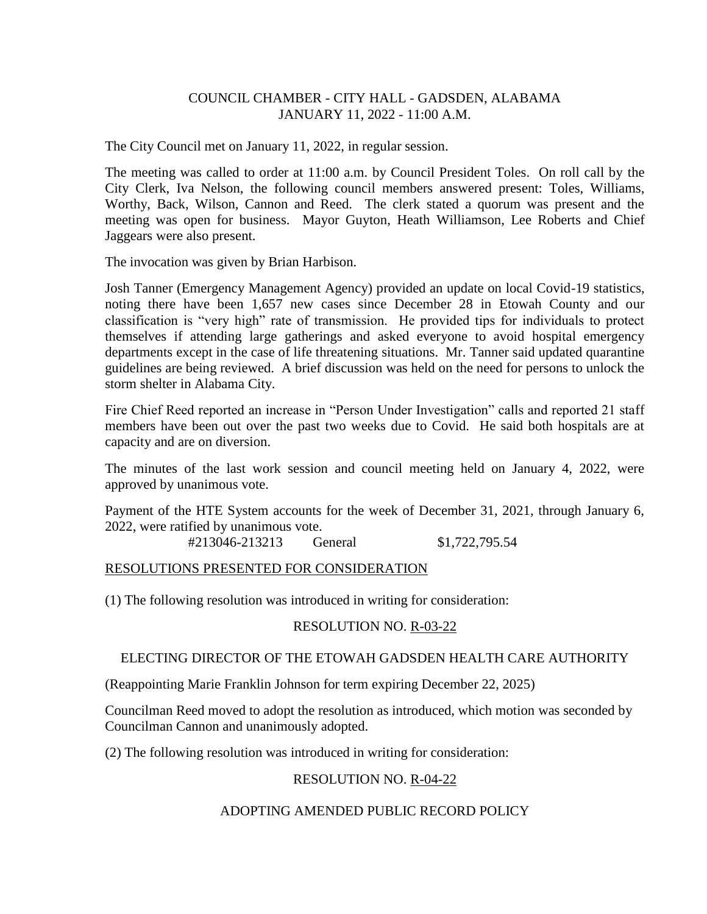COUNCIL CHAMBER - CITY HALL - GADSDEN, ALABAMA
JANUARY 11, 2022 - 11:00 A.M.

The City Council met on January 11, 2022, in regular session.

The meeting was called to order at 11:00 a.m. by Council President Toles. On roll call by the City Clerk, Iva Nelson, the following council members answered present: Toles, Williams, Worthy, Back, Wilson, Cannon and Reed. The clerk stated a quorum was present and the meeting was open for business. Mayor Guyton, Heath Williamson, Lee Roberts and Chief Jaggears were also present.

The invocation was given by Brian Harbison.

Josh Tanner (Emergency Management Agency) provided an update on local Covid-19 statistics, noting there have been 1,657 new cases since December 28 in Etowah County and our classification is "very high" rate of transmission. He provided tips for individuals to protect themselves if attending large gatherings and asked everyone to avoid hospital emergency departments except in the case of life threatening situations. Mr. Tanner said updated quarantine guidelines are being reviewed. A brief discussion was held on the need for persons to unlock the storm shelter in Alabama City.

Fire Chief Reed reported an increase in "Person Under Investigation" calls and reported 21 staff members have been out over the past two weeks due to Covid. He said both hospitals are at capacity and are on diversion.

The minutes of the last work session and council meeting held on January 4, 2022, were approved by unanimous vote.

Payment of the HTE System accounts for the week of December 31, 2021, through January 6, 2022, were ratified by unanimous vote.

#213046-213213 General $1,722,795.54

RESOLUTIONS PRESENTED FOR CONSIDERATION

(1) The following resolution was introduced in writing for consideration:

RESOLUTION NO. R-03-22

ELECTING DIRECTOR OF THE ETOWAH GADSDEN HEALTH CARE AUTHORITY

(Reappointing Marie Franklin Johnson for term expiring December 22, 2025)

Councilman Reed moved to adopt the resolution as introduced, which motion was seconded by Councilman Cannon and unanimously adopted.

(2) The following resolution was introduced in writing for consideration:

RESOLUTION NO. R-04-22

ADOPTING AMENDED PUBLIC RECORD POLICY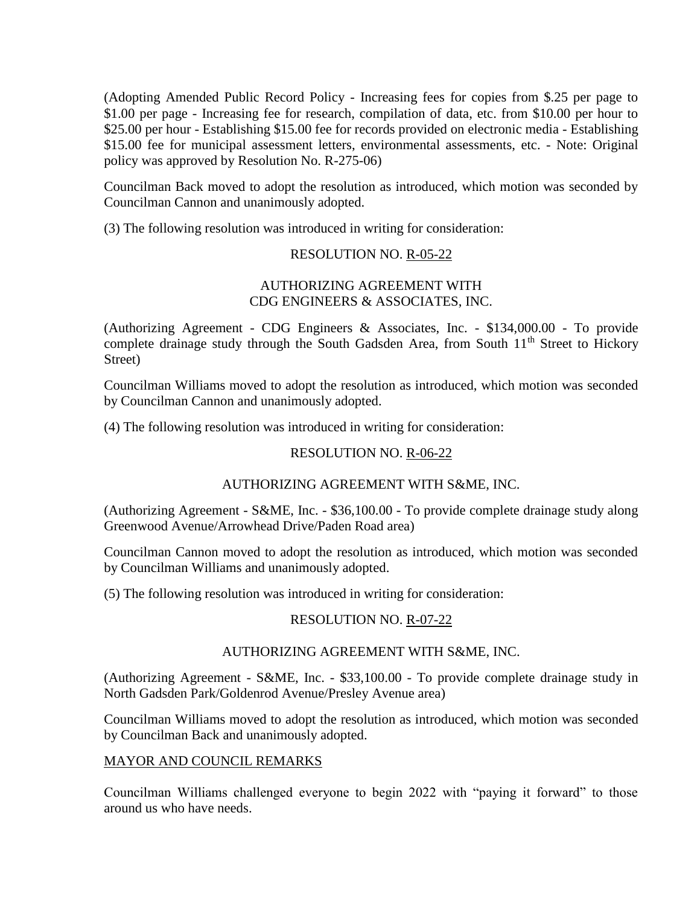(Adopting Amended Public Record Policy - Increasing fees for copies from $.25 per page to $1.00 per page - Increasing fee for research, compilation of data, etc. from $10.00 per hour to $25.00 per hour - Establishing $15.00 fee for records provided on electronic media - Establishing $15.00 fee for municipal assessment letters, environmental assessments, etc. - Note: Original policy was approved by Resolution No. R-275-06)

Councilman Back moved to adopt the resolution as introduced, which motion was seconded by Councilman Cannon and unanimously adopted.

(3) The following resolution was introduced in writing for consideration:

RESOLUTION NO. R-05-22

AUTHORIZING AGREEMENT WITH
CDG ENGINEERS & ASSOCIATES, INC.

(Authorizing Agreement - CDG Engineers & Associates, Inc. - $134,000.00 - To provide complete drainage study through the South Gadsden Area, from South 11th Street to Hickory Street)

Councilman Williams moved to adopt the resolution as introduced, which motion was seconded by Councilman Cannon and unanimously adopted.

(4) The following resolution was introduced in writing for consideration:

RESOLUTION NO. R-06-22

AUTHORIZING AGREEMENT WITH S&ME, INC.

(Authorizing Agreement - S&ME, Inc. - $36,100.00 - To provide complete drainage study along Greenwood Avenue/Arrowhead Drive/Paden Road area)

Councilman Cannon moved to adopt the resolution as introduced, which motion was seconded by Councilman Williams and unanimously adopted.

(5) The following resolution was introduced in writing for consideration:

RESOLUTION NO. R-07-22

AUTHORIZING AGREEMENT WITH S&ME, INC.

(Authorizing Agreement - S&ME, Inc. - $33,100.00 - To provide complete drainage study in North Gadsden Park/Goldenrod Avenue/Presley Avenue area)

Councilman Williams moved to adopt the resolution as introduced, which motion was seconded by Councilman Back and unanimously adopted.

MAYOR AND COUNCIL REMARKS

Councilman Williams challenged everyone to begin 2022 with "paying it forward" to those around us who have needs.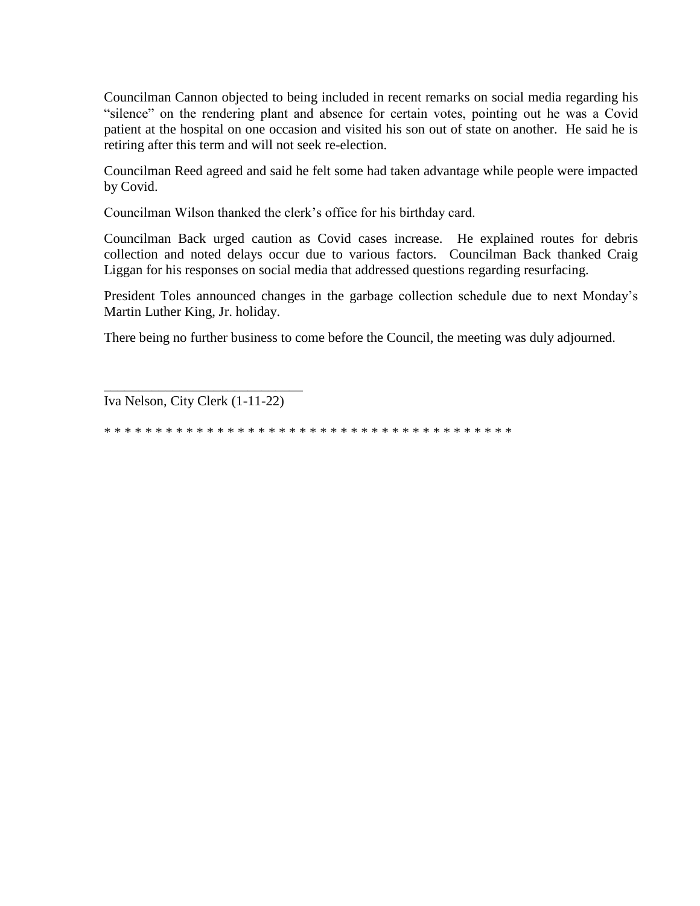Councilman Cannon objected to being included in recent remarks on social media regarding his "silence" on the rendering plant and absence for certain votes, pointing out he was a Covid patient at the hospital on one occasion and visited his son out of state on another. He said he is retiring after this term and will not seek re-election.

Councilman Reed agreed and said he felt some had taken advantage while people were impacted by Covid.

Councilman Wilson thanked the clerk's office for his birthday card.

Councilman Back urged caution as Covid cases increase. He explained routes for debris collection and noted delays occur due to various factors. Councilman Back thanked Craig Liggan for his responses on social media that addressed questions regarding resurfacing.

President Toles announced changes in the garbage collection schedule due to next Monday's Martin Luther King, Jr. holiday.

There being no further business to come before the Council, the meeting was duly adjourned.

\_\_\_\_\_\_\_\_\_\_\_\_\_\_\_\_\_\_\_\_\_\_\_\_\_\_\_\_\_\_

Iva Nelson, City Clerk (1-11-22)

\* \* \* \* \* \* \* \* \* \* \* \* \* \* \* \* \* \* \* \* \* \* \* \* \* \* \* \* \* \* \* \* \* \* \* \* \* \* \* \*